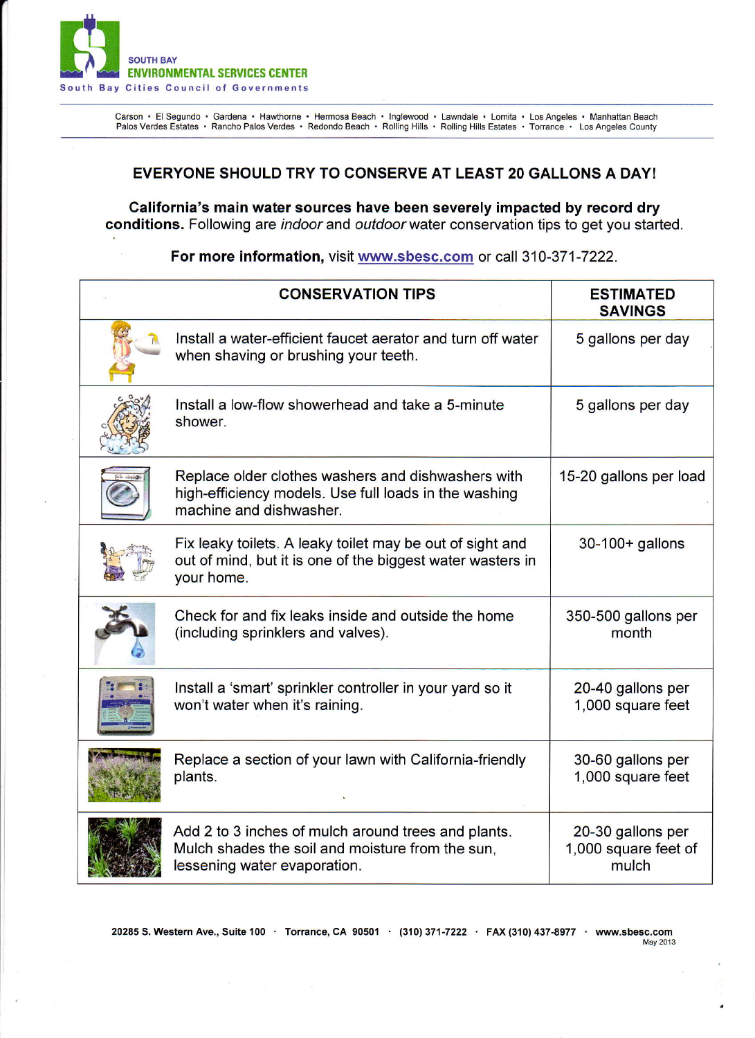SOUTH BAY
**ENVIRONMENTAL SERVICES CENTER**
South Bay Cities Council of Governments

Carson • El Segundo • Gardena • Hawthorne • Hermosa Beach • Inglewood • Lawndale • Lomita • Los Angeles • Manhattan Beach
Palos Verdes Estates • Rancho Palos Verdes • Redondo Beach • Rolling Hills • Rolling Hills Estates • Torrance • Los Angeles County

## EVERYONE SHOULD TRY TO CONSERVE AT LEAST 20 GALLONS A DAY!

**California's main water sources have been severely impacted by record dry conditions.** Following are *indoor* and *outdoor* water conservation tips to get you started.

**For more information,** visit www.sbesc.com or call 310-371-7222.

| CONSERVATION TIPS | ESTIMATED SAVINGS |
|---|---|
| Install a water-efficient faucet aerator and turn off water when shaving or brushing your teeth. | 5 gallons per day |
| Install a low-flow showerhead and take a 5-minute shower. | 5 gallons per day |
| Replace older clothes washers and dishwashers with high-efficiency models. Use full loads in the washing machine and dishwasher. | 15-20 gallons per load |
| Fix leaky toilets. A leaky toilet may be out of sight and out of mind, but it is one of the biggest water wasters in your home. | 30-100+ gallons |
| Check for and fix leaks inside and outside the home (including sprinklers and valves). | 350-500 gallons per month |
| Install a 'smart' sprinkler controller in your yard so it won't water when it's raining. | 20-40 gallons per 1,000 square feet |
| Replace a section of your lawn with California-friendly plants. | 30-60 gallons per 1,000 square feet |
| Add 2 to 3 inches of mulch around trees and plants. Mulch shades the soil and moisture from the sun, lessening water evaporation. | 20-30 gallons per 1,000 square feet of mulch |

20285 S. Western Ave., Suite 100 · Torrance, CA 90501 · (310) 371-7222 · FAX (310) 437-8977 · www.sbesc.com
May 2013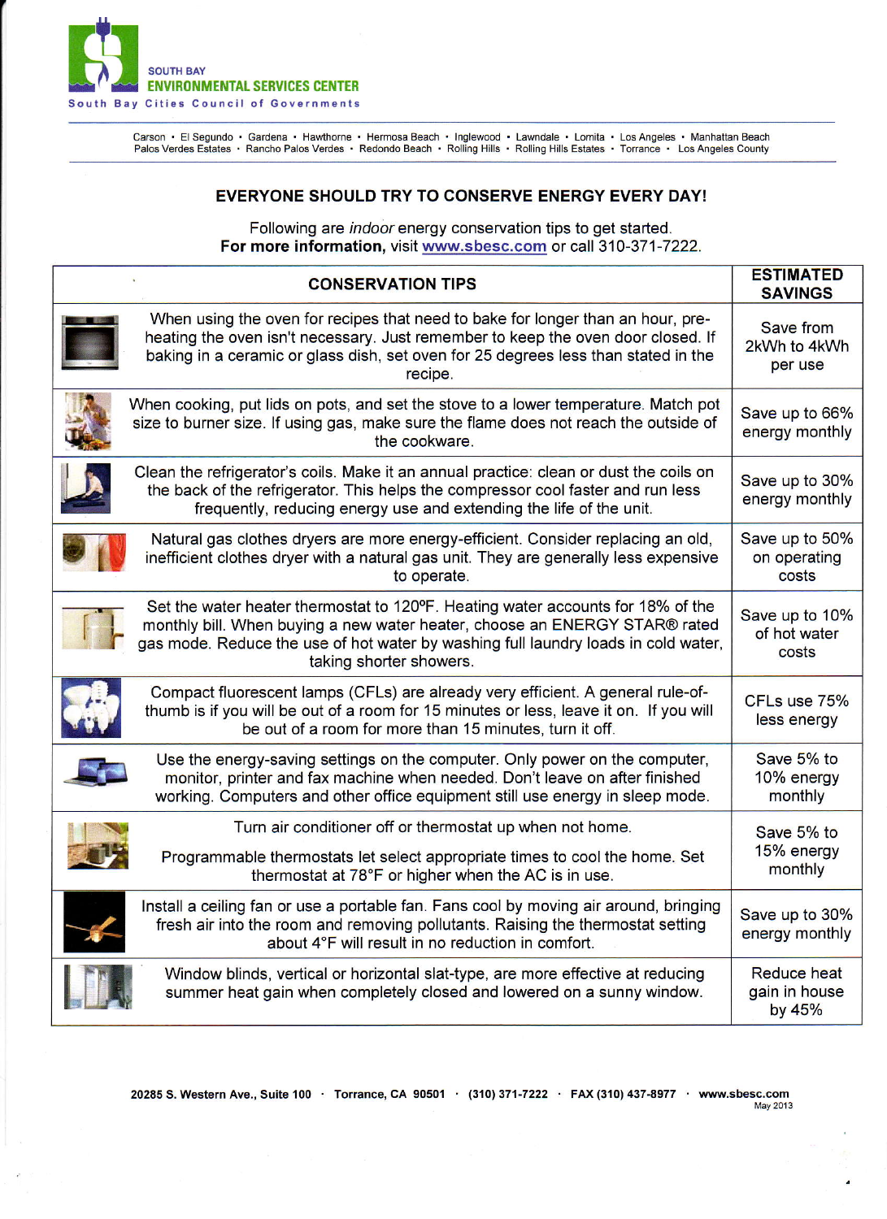SOUTH BAY
**ENVIRONMENTAL SERVICES CENTER**
South Bay Cities Council of Governments

Carson • El Segundo • Gardena • Hawthorne • Hermosa Beach • Inglewood • Lawndale • Lomita • Los Angeles • Manhattan Beach
Palos Verdes Estates • Rancho Palos Verdes • Redondo Beach • Rolling Hills • Rolling Hills Estates • Torrance • Los Angeles County

## EVERYONE SHOULD TRY TO CONSERVE ENERGY EVERY DAY!

Following are *indoor* energy conservation tips to get started.
**For more information,** visit www.sbesc.com or call 310-371-7222.

| CONSERVATION TIPS | ESTIMATED SAVINGS |
|---|---|
| When using the oven for recipes that need to bake for longer than an hour, pre-heating the oven isn't necessary. Just remember to keep the oven door closed. If baking in a ceramic or glass dish, set oven for 25 degrees less than stated in the recipe. | Save from 2kWh to 4kWh per use |
| When cooking, put lids on pots, and set the stove to a lower temperature. Match pot size to burner size. If using gas, make sure the flame does not reach the outside of the cookware. | Save up to 66% energy monthly |
| Clean the refrigerator's coils. Make it an annual practice: clean or dust the coils on the back of the refrigerator. This helps the compressor cool faster and run less frequently, reducing energy use and extending the life of the unit. | Save up to 30% energy monthly |
| Natural gas clothes dryers are more energy-efficient. Consider replacing an old, inefficient clothes dryer with a natural gas unit. They are generally less expensive to operate. | Save up to 50% on operating costs |
| Set the water heater thermostat to 120ºF. Heating water accounts for 18% of the monthly bill. When buying a new water heater, choose an ENERGY STAR® rated gas mode. Reduce the use of hot water by washing full laundry loads in cold water, taking shorter showers. | Save up to 10% of hot water costs |
| Compact fluorescent lamps (CFLs) are already very efficient. A general rule-of-thumb is if you will be out of a room for 15 minutes or less, leave it on. If you will be out of a room for more than 15 minutes, turn it off. | CFLs use 75% less energy |
| Use the energy-saving settings on the computer. Only power on the computer, monitor, printer and fax machine when needed. Don't leave on after finished working. Computers and other office equipment still use energy in sleep mode. | Save 5% to 10% energy monthly |
| Turn air conditioner off or thermostat up when not home. Programmable thermostats let select appropriate times to cool the home. Set thermostat at 78°F or higher when the AC is in use. | Save 5% to 15% energy monthly |
| Install a ceiling fan or use a portable fan. Fans cool by moving air around, bringing fresh air into the room and removing pollutants. Raising the thermostat setting about 4°F will result in no reduction in comfort. | Save up to 30% energy monthly |
| Window blinds, vertical or horizontal slat-type, are more effective at reducing summer heat gain when completely closed and lowered on a sunny window. | Reduce heat gain in house by 45% |

**20285 S. Western Ave., Suite 100 · Torrance, CA 90501 · (310) 371-7222 · FAX (310) 437-8977 · www.sbesc.com**
May 2013